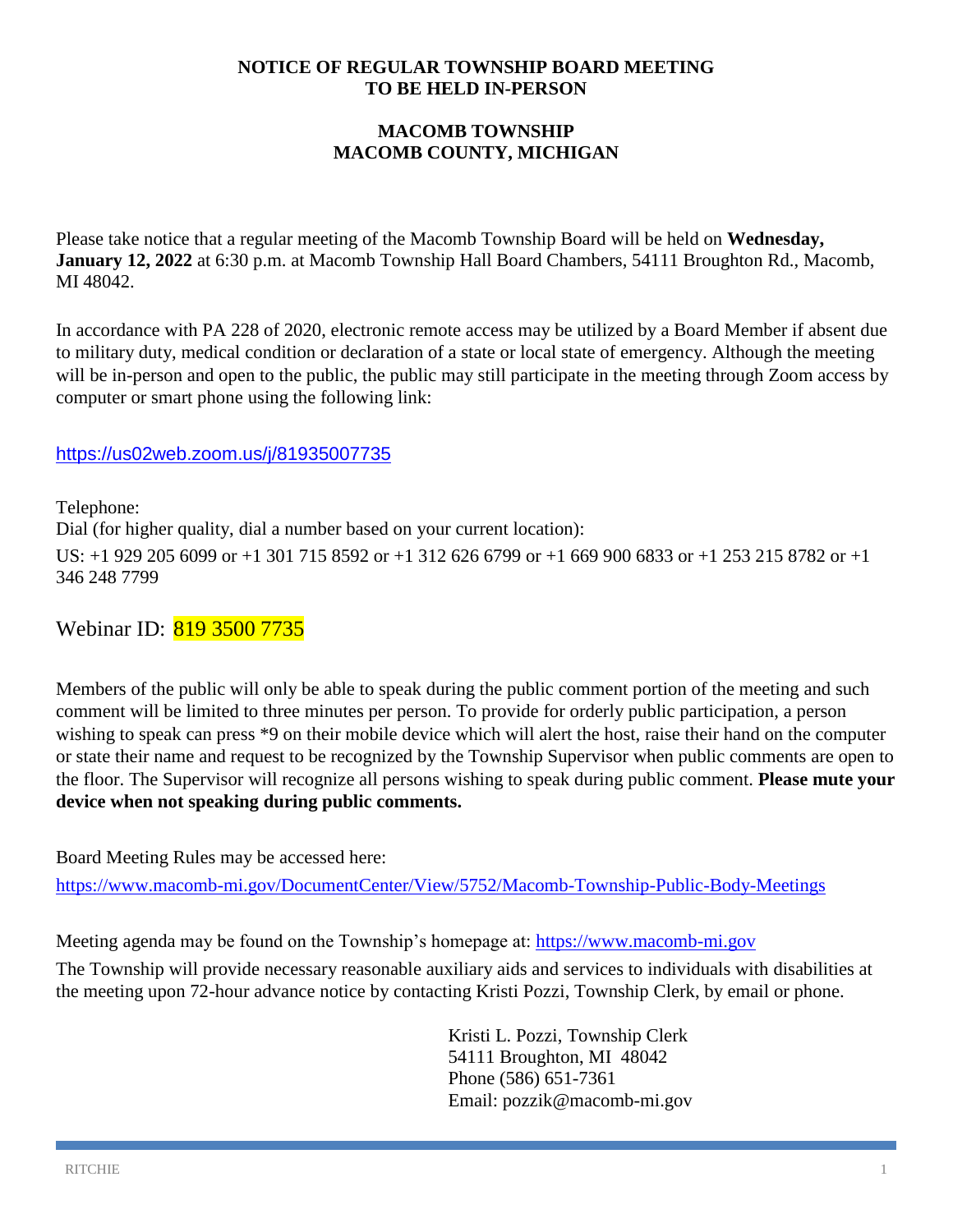# NOTICE OF REGULAR TOWNSHIP BOARD MEETING TO BE HELD IN-PERSON

## MACOMB TOWNSHIP
## MACOMB COUNTY, MICHIGAN

Please take notice that a regular meeting of the Macomb Township Board will be held on **Wednesday, January 12, 2022** at 6:30 p.m. at Macomb Township Hall Board Chambers, 54111 Broughton Rd., Macomb, MI 48042.

In accordance with PA 228 of 2020, electronic remote access may be utilized by a Board Member if absent due to military duty, medical condition or declaration of a state or local state of emergency. Although the meeting will be in-person and open to the public, the public may still participate in the meeting through Zoom access by computer or smart phone using the following link:

https://us02web.zoom.us/j/81935007735

Telephone:
Dial (for higher quality, dial a number based on your current location):
US: +1 929 205 6099 or +1 301 715 8592 or +1 312 626 6799 or +1 669 900 6833 or +1 253 215 8782 or +1 346 248 7799

Webinar ID: 819 3500 7735

Members of the public will only be able to speak during the public comment portion of the meeting and such comment will be limited to three minutes per person. To provide for orderly public participation, a person wishing to speak can press *9 on their mobile device which will alert the host, raise their hand on the computer or state their name and request to be recognized by the Township Supervisor when public comments are open to the floor. The Supervisor will recognize all persons wishing to speak during public comment. **Please mute your device when not speaking during public comments.**

Board Meeting Rules may be accessed here:
https://www.macomb-mi.gov/DocumentCenter/View/5752/Macomb-Township-Public-Body-Meetings

Meeting agenda may be found on the Township's homepage at: https://www.macomb-mi.gov

The Township will provide necessary reasonable auxiliary aids and services to individuals with disabilities at the meeting upon 72-hour advance notice by contacting Kristi Pozzi, Township Clerk, by email or phone.

Kristi L. Pozzi, Township Clerk
54111 Broughton, MI 48042
Phone (586) 651-7361
Email: pozzik@macomb-mi.gov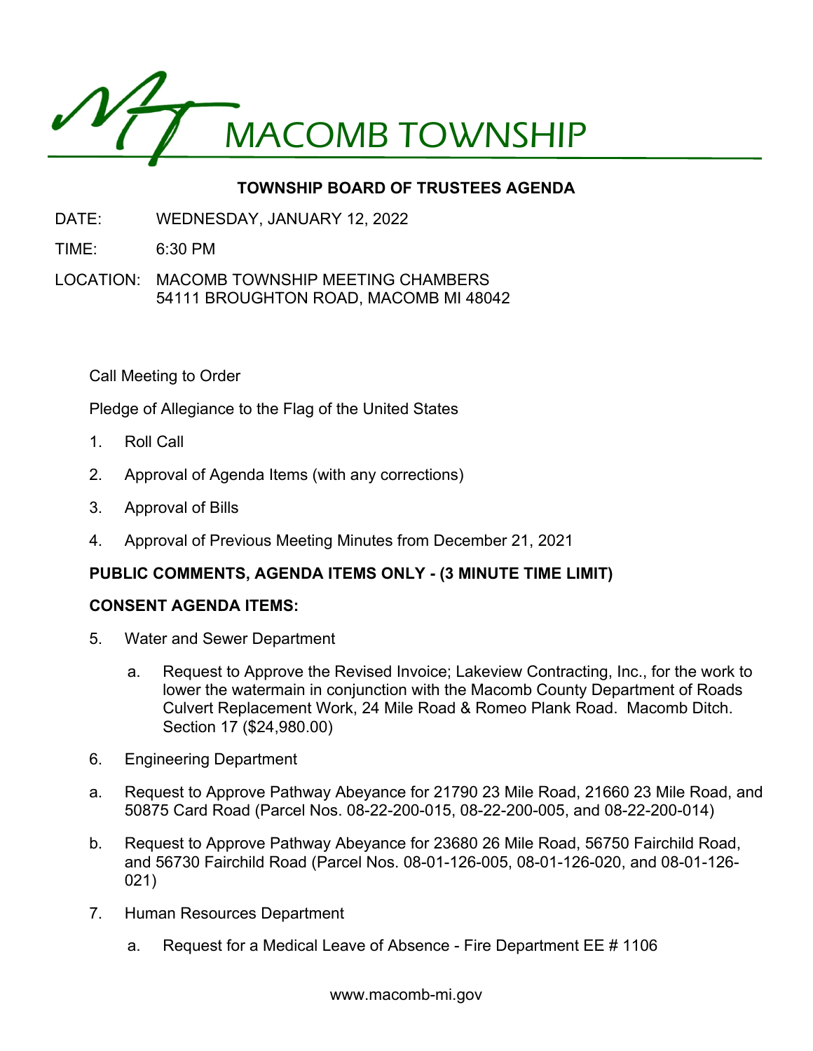# MACOMB TOWNSHIP

## TOWNSHIP BOARD OF TRUSTEES AGENDA

DATE: WEDNESDAY, JANUARY 12, 2022

TIME: 6:30 PM

LOCATION: MACOMB TOWNSHIP MEETING CHAMBERS
54111 BROUGHTON ROAD, MACOMB MI 48042

Call Meeting to Order

Pledge of Allegiance to the Flag of the United States

1. Roll Call
2. Approval of Agenda Items (with any corrections)
3. Approval of Bills
4. Approval of Previous Meeting Minutes from December 21, 2021

**PUBLIC COMMENTS, AGENDA ITEMS ONLY - (3 MINUTE TIME LIMIT)**

**CONSENT AGENDA ITEMS:**

5. Water and Sewer Department
   a. Request to Approve the Revised Invoice; Lakeview Contracting, Inc., for the work to lower the watermain in conjunction with the Macomb County Department of Roads Culvert Replacement Work, 24 Mile Road & Romeo Plank Road. Macomb Ditch. Section 17 ($24,980.00)
6. Engineering Department

a. Request to Approve Pathway Abeyance for 21790 23 Mile Road, 21660 23 Mile Road, and 50875 Card Road (Parcel Nos. 08-22-200-015, 08-22-200-005, and 08-22-200-014)

b. Request to Approve Pathway Abeyance for 23680 26 Mile Road, 56750 Fairchild Road, and 56730 Fairchild Road (Parcel Nos. 08-01-126-005, 08-01-126-020, and 08-01-126-021)

7. Human Resources Department
   a. Request for a Medical Leave of Absence - Fire Department EE # 1106

www.macomb-mi.gov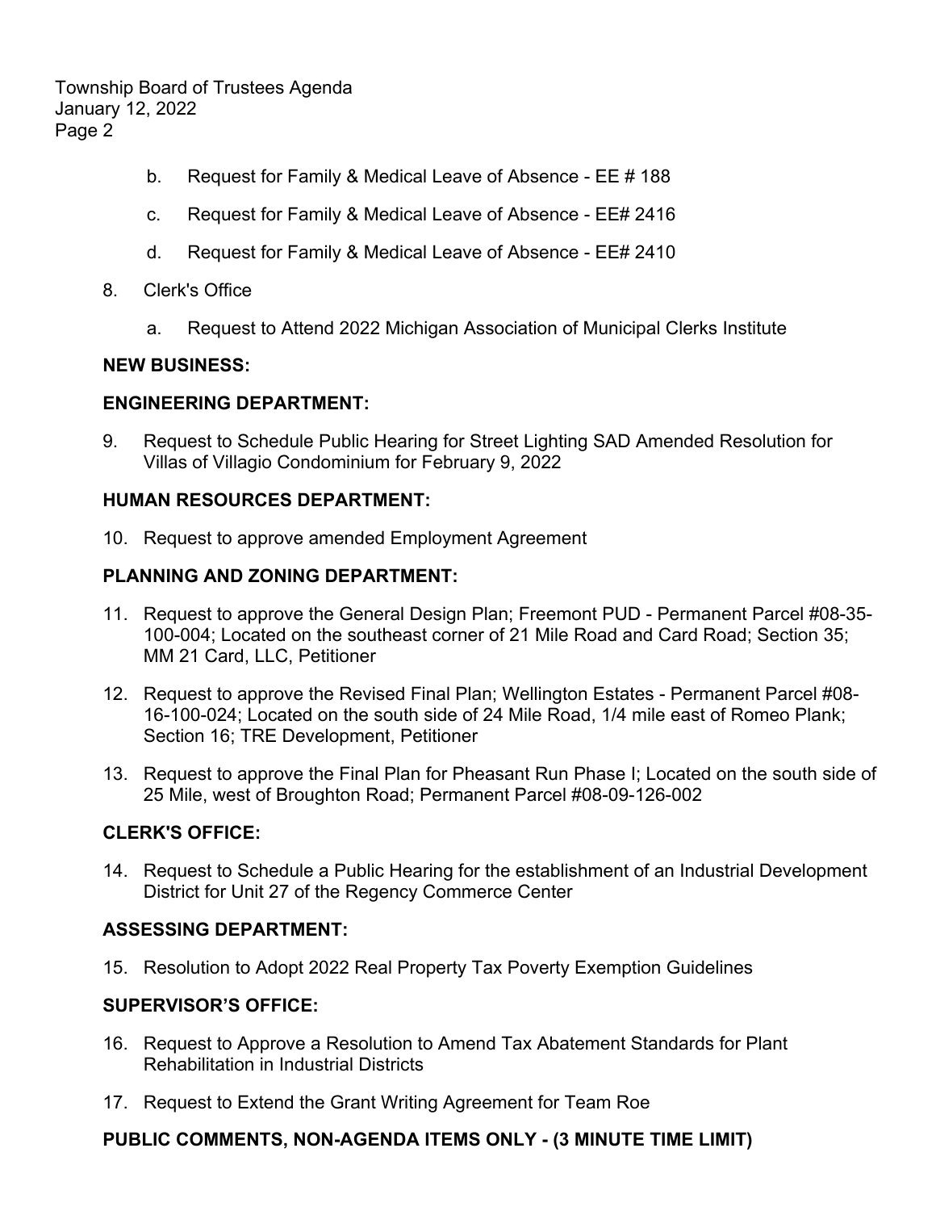b. Request for Family & Medical Leave of Absence - EE # 188

c. Request for Family & Medical Leave of Absence - EE# 2416

d. Request for Family & Medical Leave of Absence - EE# 2410

8. Clerk's Office

   a. Request to Attend 2022 Michigan Association of Municipal Clerks Institute

**NEW BUSINESS:**

**ENGINEERING DEPARTMENT:**

9. Request to Schedule Public Hearing for Street Lighting SAD Amended Resolution for Villas of Villagio Condominium for February 9, 2022

**HUMAN RESOURCES DEPARTMENT:**

10. Request to approve amended Employment Agreement

**PLANNING AND ZONING DEPARTMENT:**

11. Request to approve the General Design Plan; Freemont PUD - Permanent Parcel #08-35-100-004; Located on the southeast corner of 21 Mile Road and Card Road; Section 35; MM 21 Card, LLC, Petitioner

12. Request to approve the Revised Final Plan; Wellington Estates - Permanent Parcel #08-16-100-024; Located on the south side of 24 Mile Road, 1/4 mile east of Romeo Plank; Section 16; TRE Development, Petitioner

13. Request to approve the Final Plan for Pheasant Run Phase I; Located on the south side of 25 Mile, west of Broughton Road; Permanent Parcel #08-09-126-002

**CLERK'S OFFICE:**

14. Request to Schedule a Public Hearing for the establishment of an Industrial Development District for Unit 27 of the Regency Commerce Center

**ASSESSING DEPARTMENT:**

15. Resolution to Adopt 2022 Real Property Tax Poverty Exemption Guidelines

**SUPERVISOR'S OFFICE:**

16. Request to Approve a Resolution to Amend Tax Abatement Standards for Plant Rehabilitation in Industrial Districts

17. Request to Extend the Grant Writing Agreement for Team Roe

**PUBLIC COMMENTS, NON-AGENDA ITEMS ONLY - (3 MINUTE TIME LIMIT)**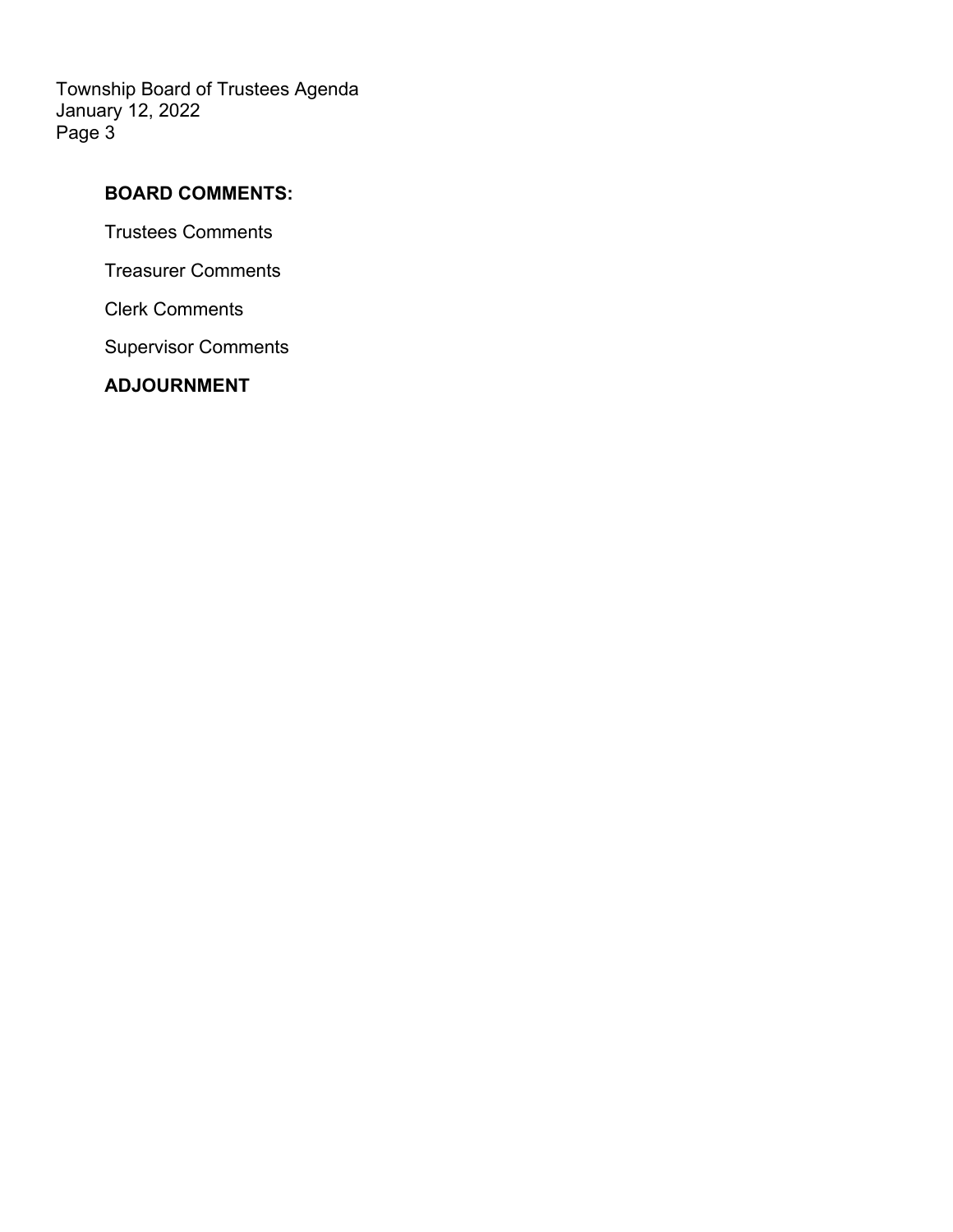**BOARD COMMENTS:**

Trustees Comments

Treasurer Comments

Clerk Comments

Supervisor Comments

**ADJOURNMENT**